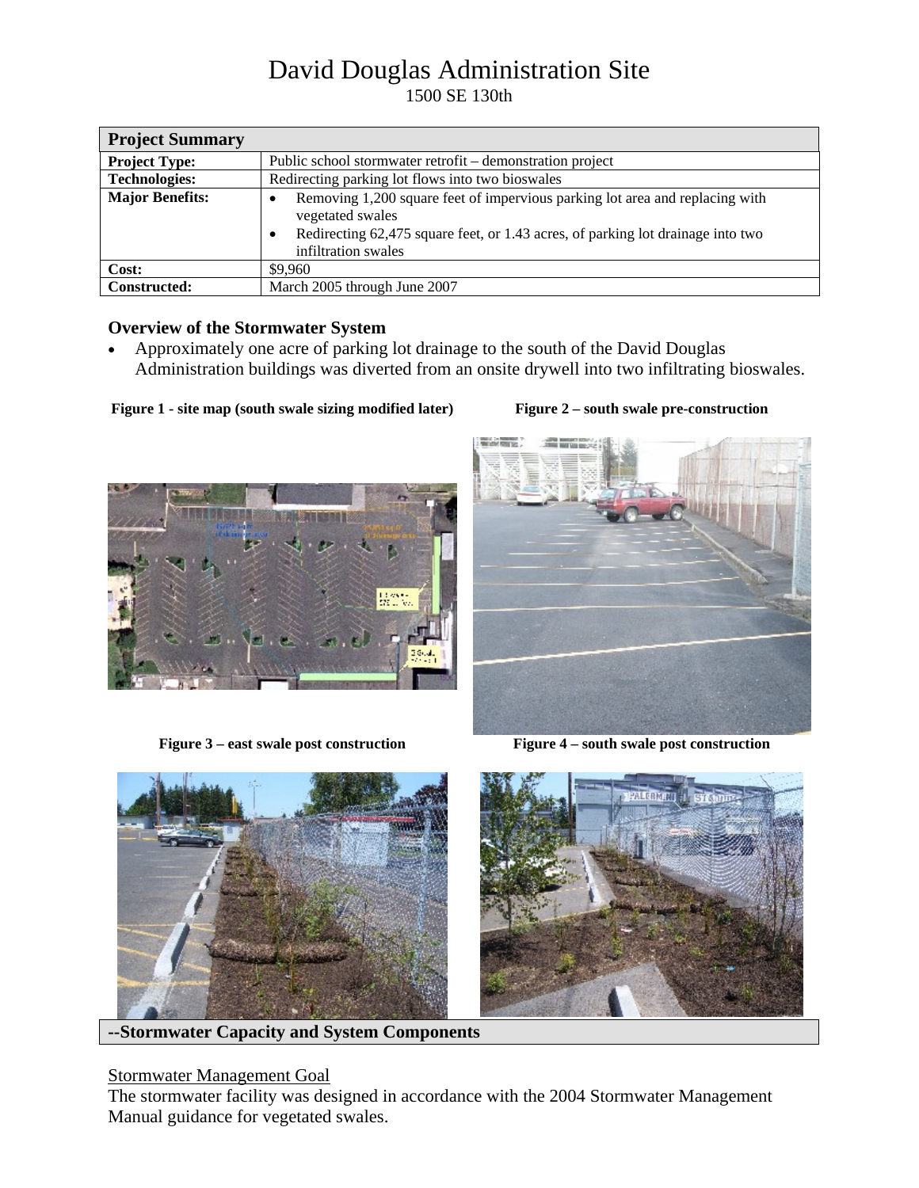# David Douglas Administration Site

1500 SE 130th

| Project Summary | |
|---|---|
| **Project Type:** | Public school stormwater retrofit – demonstration project |
| **Technologies:** | Redirecting parking lot flows into two bioswales |
| **Major Benefits:** | • Removing 1,200 square feet of impervious parking lot area and replacing with vegetated swales<br>• Redirecting 62,475 square feet, or 1.43 acres, of parking lot drainage into two infiltration swales |
| **Cost:** | $9,960 |
| **Constructed:** | March 2005 through June 2007 |

### Overview of the Stormwater System

- Approximately one acre of parking lot drainage to the south of the David Douglas Administration buildings was diverted from an onsite drywell into two infiltrating bioswales.

**Figure 1 - site map (south swale sizing modified later)**

**Figure 2 – south swale pre-construction**

**Figure 3 – east swale post construction**

**Figure 4 – south swale post construction**

## --Stormwater Capacity and System Components

Stormwater Management Goal

The stormwater facility was designed in accordance with the 2004 Stormwater Management Manual guidance for vegetated swales.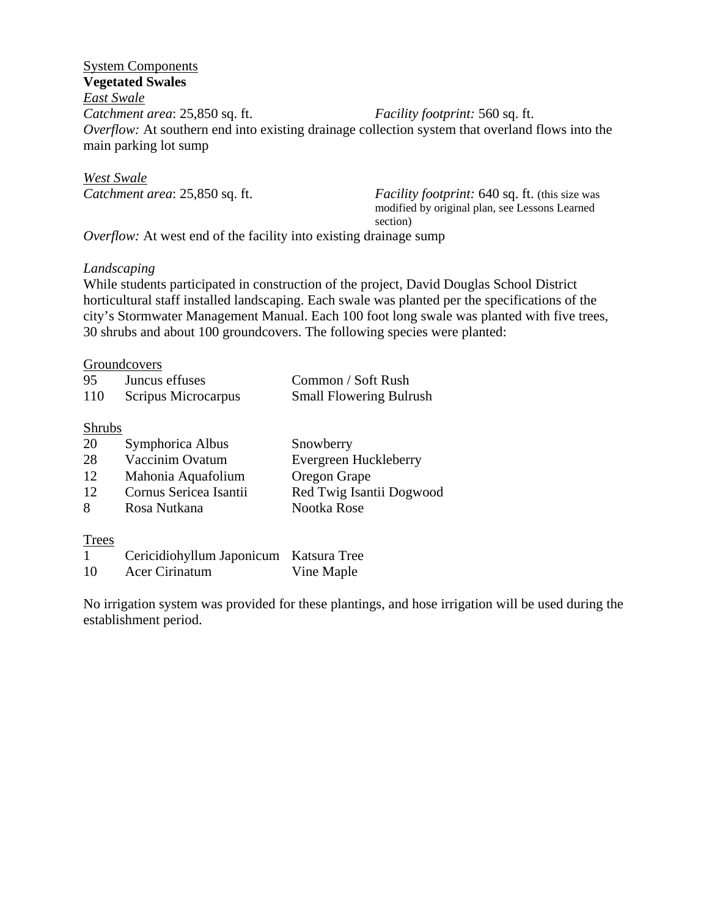System Components

**Vegetated Swales**

*East Swale*

*Catchment area*: 25,850 sq. ft. *Facility footprint:* 560 sq. ft.

*Overflow:* At southern end into existing drainage collection system that overland flows into the main parking lot sump

*West Swale*

*Catchment area*: 25,850 sq. ft. *Facility footprint:* 640 sq. ft. (this size was modified by original plan, see Lessons Learned section)

*Overflow:* At west end of the facility into existing drainage sump

*Landscaping*

While students participated in construction of the project, David Douglas School District horticultural staff installed landscaping. Each swale was planted per the specifications of the city's Stormwater Management Manual. Each 100 foot long swale was planted with five trees, 30 shrubs and about 100 groundcovers. The following species were planted:

Groundcovers

| | | |
|---|---|---|
| 95 | Juncus effuses | Common / Soft Rush |
| 110 | Scripus Microcarpus | Small Flowering Bulrush |

Shrubs

| | | |
|---|---|---|
| 20 | Symphorica Albus | Snowberry |
| 28 | Vaccinim Ovatum | Evergreen Huckleberry |
| 12 | Mahonia Aquafolium | Oregon Grape |
| 12 | Cornus Sericea Isantii | Red Twig Isantii Dogwood |
| 8 | Rosa Nutkana | Nootka Rose |

Trees

| | | |
|---|---|---|
| 1 | Cericidiohyllum Japonicum | Katsura Tree |
| 10 | Acer Cirinatum | Vine Maple |

No irrigation system was provided for these plantings, and hose irrigation will be used during the establishment period.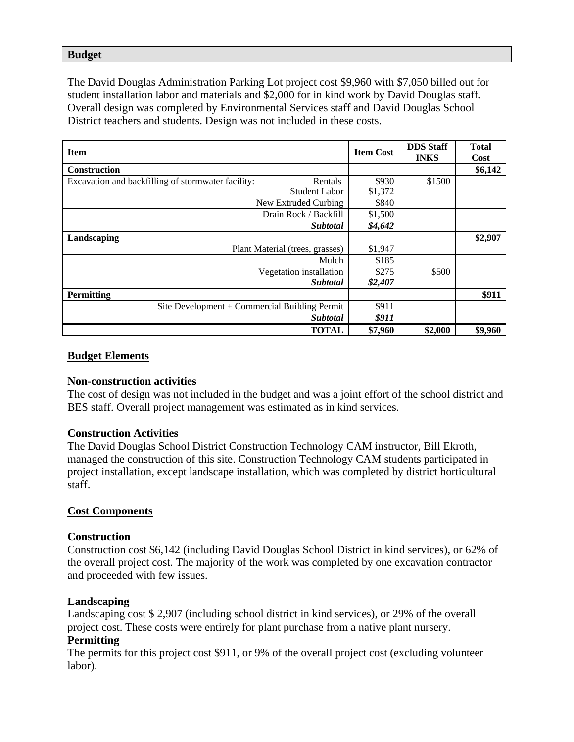## Budget

The David Douglas Administration Parking Lot project cost $9,960 with $7,050 billed out for student installation labor and materials and $2,000 for in kind work by David Douglas staff. Overall design was completed by Environmental Services staff and David Douglas School District teachers and students. Design was not included in these costs.

| Item | | Item Cost | DDS Staff INKS | Total Cost |
|---|---|---|---|---|
| **Construction** | | | | **$6,142** |
| Excavation and backfilling of stormwater facility: | Rentals | $930 | $1500 | |
| | Student Labor | $1,372 | | |
| | New Extruded Curbing | $840 | | |
| | Drain Rock / Backfill | $1,500 | | |
| | ***Subtotal*** | ***$4,642*** | | |
| **Landscaping** | | | | **$2,907** |
| | Plant Material (trees, grasses) | $1,947 | | |
| | Mulch | $185 | | |
| | Vegetation installation | $275 | $500 | |
| | ***Subtotal*** | ***$2,407*** | | |
| **Permitting** | | | | **$911** |
| | Site Development + Commercial Building Permit | $911 | | |
| | ***Subtotal*** | ***$911*** | | |
| | **TOTAL** | **$7,960** | **$2,000** | **$9,960** |

### Budget Elements

**Non-construction activities**
The cost of design was not included in the budget and was a joint effort of the school district and BES staff. Overall project management was estimated as in kind services.

**Construction Activities**
The David Douglas School District Construction Technology CAM instructor, Bill Ekroth, managed the construction of this site. Construction Technology CAM students participated in project installation, except landscape installation, which was completed by district horticultural staff.

### Cost Components

**Construction**
Construction cost $6,142 (including David Douglas School District in kind services), or 62% of the overall project cost. The majority of the work was completed by one excavation contractor and proceeded with few issues.

**Landscaping**
Landscaping cost $ 2,907 (including school district in kind services), or 29% of the overall project cost. These costs were entirely for plant purchase from a native plant nursery.

**Permitting**
The permits for this project cost $911, or 9% of the overall project cost (excluding volunteer labor).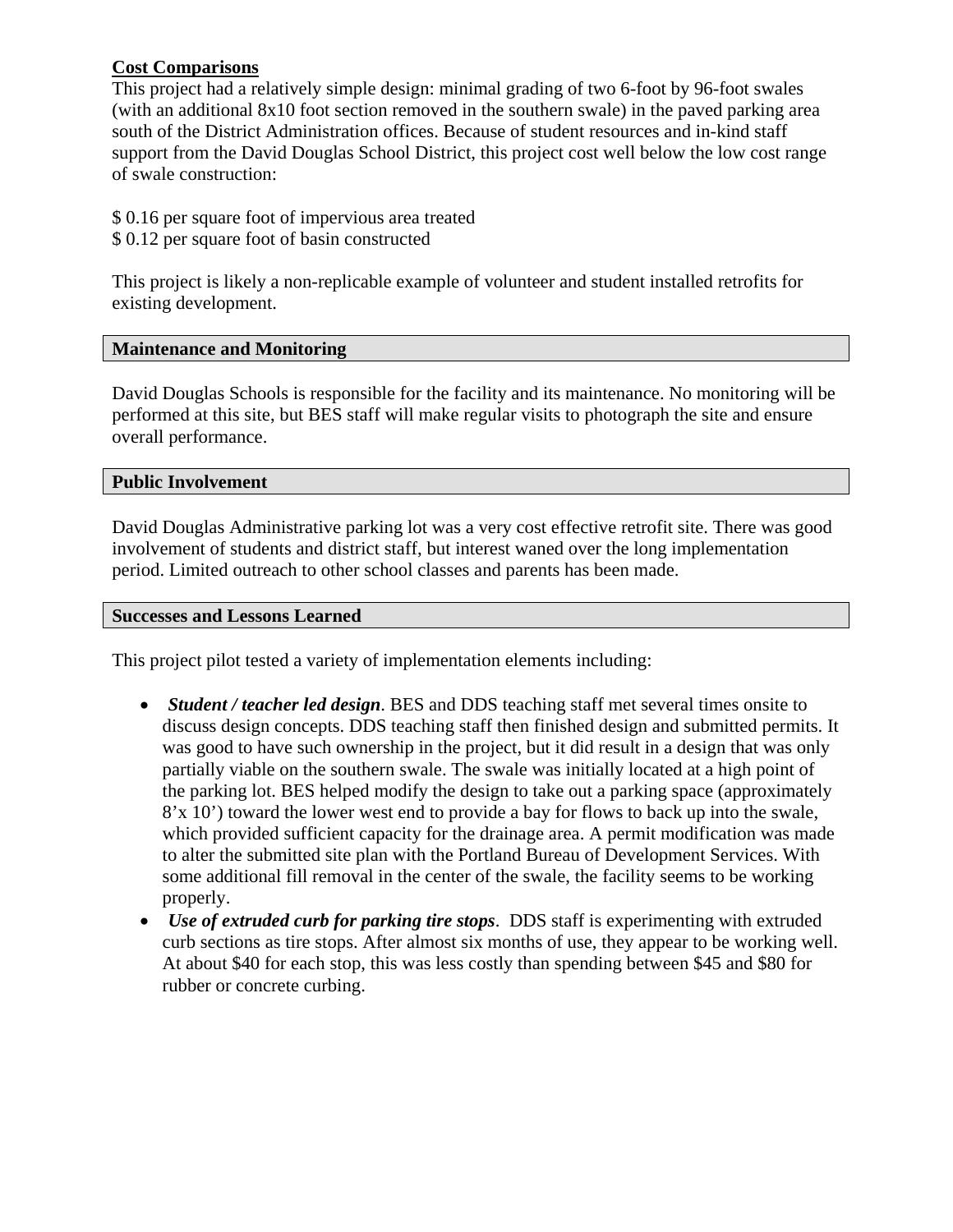**Cost Comparisons**

This project had a relatively simple design: minimal grading of two 6-foot by 96-foot swales (with an additional 8x10 foot section removed in the southern swale) in the paved parking area south of the District Administration offices. Because of student resources and in-kind staff support from the David Douglas School District, this project cost well below the low cost range of swale construction:

$ 0.16 per square foot of impervious area treated
$ 0.12 per square foot of basin constructed

This project is likely a non-replicable example of volunteer and student installed retrofits for existing development.

## Maintenance and Monitoring

David Douglas Schools is responsible for the facility and its maintenance. No monitoring will be performed at this site, but BES staff will make regular visits to photograph the site and ensure overall performance.

## Public Involvement

David Douglas Administrative parking lot was a very cost effective retrofit site. There was good involvement of students and district staff, but interest waned over the long implementation period. Limited outreach to other school classes and parents has been made.

## Successes and Lessons Learned

This project pilot tested a variety of implementation elements including:

- ***Student / teacher led design***. BES and DDS teaching staff met several times onsite to discuss design concepts. DDS teaching staff then finished design and submitted permits. It was good to have such ownership in the project, but it did result in a design that was only partially viable on the southern swale. The swale was initially located at a high point of the parking lot. BES helped modify the design to take out a parking space (approximately 8'x 10') toward the lower west end to provide a bay for flows to back up into the swale, which provided sufficient capacity for the drainage area. A permit modification was made to alter the submitted site plan with the Portland Bureau of Development Services. With some additional fill removal in the center of the swale, the facility seems to be working properly.
- ***Use of extruded curb for parking tire stops***. DDS staff is experimenting with extruded curb sections as tire stops. After almost six months of use, they appear to be working well. At about $40 for each stop, this was less costly than spending between $45 and $80 for rubber or concrete curbing.